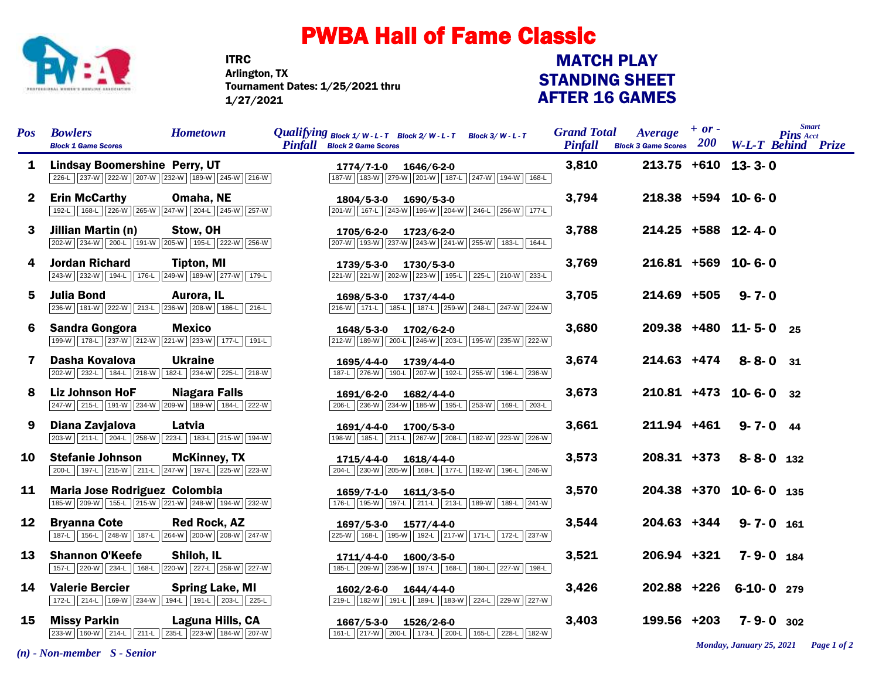# PWBA Hall of Fame Classic

**ITRC**
Arlington, TX
Tournament Dates: 1/25/2021 thru 1/27/2021

## MATCH PLAY STANDING SHEET AFTER 16 GAMES

| Pos | Bowlers / Block 1 Game Scores | Hometown | Qualifying Pinfall | Block 1/ W-L-T | Block 2/ W-L-T | Block 3/ W-L-T / Block 2 Game Scores | Grand Total Pinfall | Average / Block 3 Game Scores | + or - 200 | W-L-T | Smart Pins Acct Behind | Prize |
|---|---|---|---|---|---|---|---|---|---|---|---|---|
| 1 | Lindsay Boomershine<br>226-L 237-W 222-W 207-W 232-W 189-W 245-W 216-W | Perry, UT | | 1774/7-1-0 | 1646/6-2-0 | 187-W 183-W 279-W 201-W 187-L 247-W 194-W 168-L | 3,810 | 213.75 | +610 | 13- 3- 0 | | |
| 2 | Erin McCarthy<br>192-L 168-L 226-W 265-W 247-W 204-L 245-W 257-W | Omaha, NE | | 1804/5-3-0 | 1690/5-3-0 | 201-W 167-L 243-W 196-W 204-W 246-L 256-W 177-L | 3,794 | 218.38 | +594 | 10- 6- 0 | | |
| 3 | Jillian Martin (n)<br>202-W 234-W 200-L 191-W 205-W 195-L 222-W 256-W | Stow, OH | | 1705/6-2-0 | 1723/6-2-0 | 207-W 193-W 237-W 243-W 241-W 255-W 183-L 164-L | 3,788 | 214.25 | +588 | 12- 4- 0 | | |
| 4 | Jordan Richard<br>243-W 232-W 194-L 176-L 249-W 189-W 277-W 179-L | Tipton, MI | | 1739/5-3-0 | 1730/5-3-0 | 221-W 221-W 202-W 223-W 195-L 225-L 210-W 233-L | 3,769 | 216.81 | +569 | 10- 6- 0 | | |
| 5 | Julia Bond<br>236-W 181-W 222-W 213-L 236-W 208-W 186-L 216-L | Aurora, IL | | 1698/5-3-0 | 1737/4-4-0 | 216-W 171-L 185-L 187-L 259-W 248-L 247-W 224-W | 3,705 | 214.69 | +505 | 9- 7- 0 | | |
| 6 | Sandra Gongora<br>199-W 178-L 237-W 212-W 221-W 233-W 177-L 191-L | Mexico | | 1648/5-3-0 | 1702/6-2-0 | 212-W 189-W 200-L 246-W 203-L 195-W 235-W 222-W | 3,680 | 209.38 | +480 | 11- 5- 0 | 25 | |
| 7 | Dasha Kovalova<br>202-W 232-L 184-L 218-W 182-L 234-W 225-L 218-W | Ukraine | | 1695/4-4-0 | 1739/4-4-0 | 187-L 276-W 190-L 207-W 192-L 255-W 196-L 236-W | 3,674 | 214.63 | +474 | 8- 8- 0 | 31 | |
| 8 | Liz Johnson HoF<br>247-W 215-L 191-W 234-W 209-W 189-W 184-L 222-W | Niagara Falls | | 1691/6-2-0 | 1682/4-4-0 | 206-L 236-W 234-W 186-W 195-L 253-W 169-L 203-L | 3,673 | 210.81 | +473 | 10- 6- 0 | 32 | |
| 9 | Diana Zavjalova<br>203-W 211-L 204-L 258-W 223-L 183-L 215-W 194-W | Latvia | | 1691/4-4-0 | 1700/5-3-0 | 198-W 185-L 211-L 267-W 208-L 182-W 223-W 226-W | 3,661 | 211.94 | +461 | 9- 7- 0 | 44 | |
| 10 | Stefanie Johnson<br>200-L 197-L 215-W 211-L 247-W 197-L 225-W 223-W | McKinney, TX | | 1715/4-4-0 | 1618/4-4-0 | 204-L 230-W 205-W 168-L 177-L 192-W 196-L 246-W | 3,573 | 208.31 | +373 | 8- 8- 0 | 132 | |
| 11 | Maria Jose Rodriguez<br>185-W 209-W 155-L 215-W 221-W 248-W 194-W 232-W | Colombia | | 1659/7-1-0 | 1611/3-5-0 | 176-L 195-W 197-L 211-L 213-L 189-W 189-L 241-W | 3,570 | 204.38 | +370 | 10- 6- 0 | 135 | |
| 12 | Bryanna Cote<br>187-L 156-L 248-W 187-L 264-W 200-W 208-W 247-W | Red Rock, AZ | | 1697/5-3-0 | 1577/4-4-0 | 225-W 168-L 195-W 192-L 217-W 171-L 172-L 237-W | 3,544 | 204.63 | +344 | 9- 7- 0 | 161 | |
| 13 | Shannon O'Keefe<br>157-L 220-W 234-L 168-L 220-W 227-L 258-W 227-W | Shiloh, IL | | 1711/4-4-0 | 1600/3-5-0 | 185-L 209-W 236-W 197-L 168-L 180-L 227-W 198-L | 3,521 | 206.94 | +321 | 7- 9- 0 | 184 | |
| 14 | Valerie Bercier<br>172-L 214-L 169-W 234-W 194-L 191-L 203-L 225-L | Spring Lake, MI | | 1602/2-6-0 | 1644/4-4-0 | 219-L 182-W 191-L 189-L 183-W 224-L 229-W 227-W | 3,426 | 202.88 | +226 | 6-10- 0 | 279 | |
| 15 | Missy Parkin<br>233-W 160-W 214-L 211-L 235-L 223-W 184-W 207-W | Laguna Hills, CA | | 1667/5-3-0 | 1526/2-6-0 | 161-L 217-W 200-L 173-L 200-L 165-L 228-L 182-W | 3,403 | 199.56 | +203 | 7- 9- 0 | 302 | |

*(n) - Non-member S - Senior*

*Monday, January 25, 2021*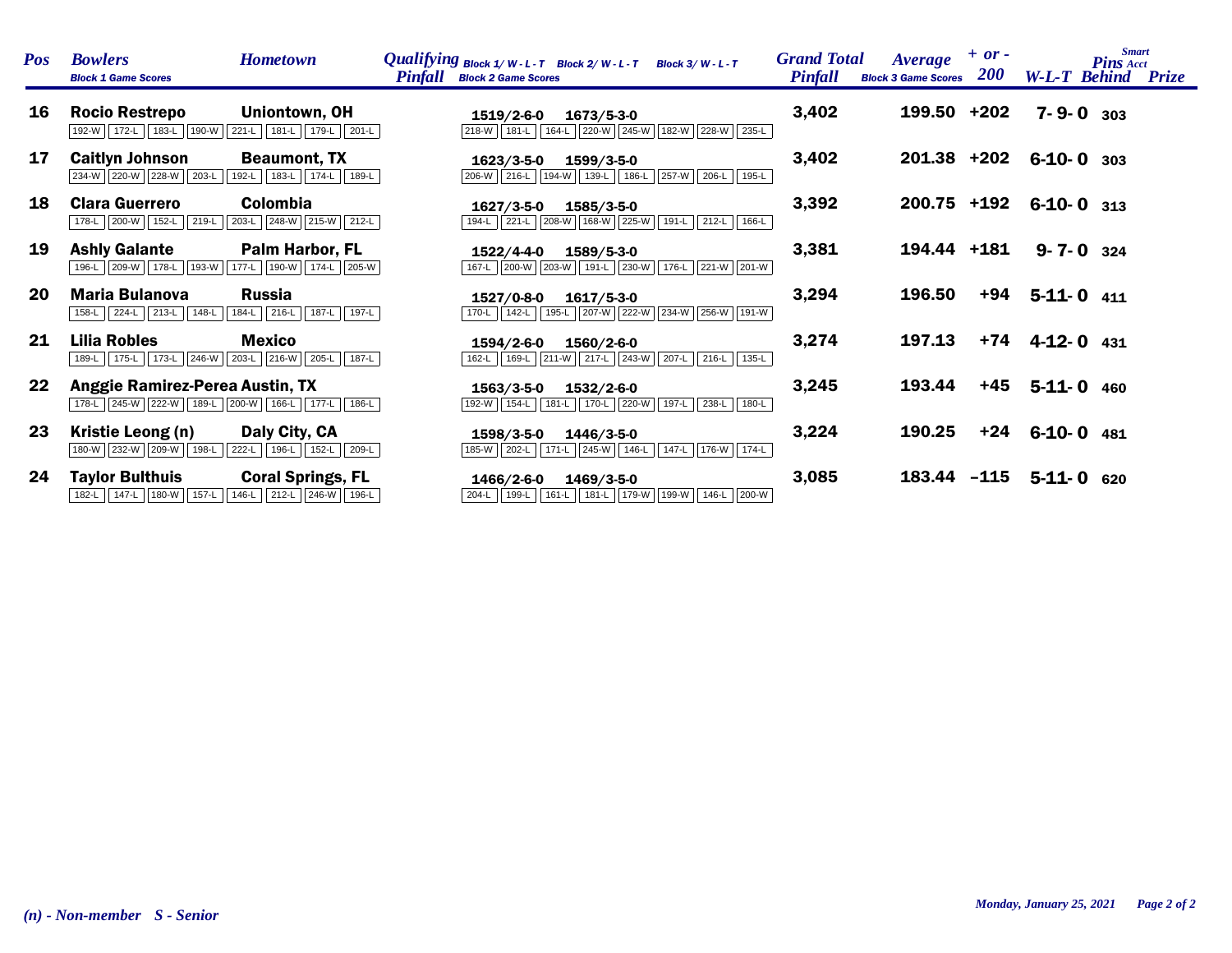| Pos | Bowlers / Block 1 Game Scores | Hometown | Qualifying Pinfall / Block 2 Game Scores | Block 1/ W - L - T | Block 2/ W - L - T | Block 3/ W - L - T | Grand Total Pinfall | Average / Block 3 Game Scores | + or - 200 | W-L-T | Smart Pins Acct Behind | Prize |
|---|---|---|---|---|---|---|---|---|---|---|---|---|
| 16 | Rocio Restrepo<br>192-W 172-L 183-L 190-W 221-L 181-L 179-L 201-L | Uniontown, OH | 218-W 181-L 164-L 220-W 245-W 182-W 228-W 235-L | 1519/2-6-0 | 1673/5-3-0 | | 3,402 | 199.50 | +202 | 7- 9- 0 | 303 | |
| 17 | Caitlyn Johnson<br>234-W 220-W 228-W 203-L 192-L 183-L 174-L 189-L | Beaumont, TX | 206-W 216-L 194-W 139-L 186-L 257-W 206-L 195-L | 1623/3-5-0 | 1599/3-5-0 | | 3,402 | 201.38 | +202 | 6-10- 0 | 303 | |
| 18 | Clara Guerrero<br>178-L 200-W 152-L 219-L 203-L 248-W 215-W 212-L | Colombia | 194-L 221-L 208-W 168-W 225-W 191-L 212-L 166-L | 1627/3-5-0 | 1585/3-5-0 | | 3,392 | 200.75 | +192 | 6-10- 0 | 313 | |
| 19 | Ashly Galante<br>196-L 209-W 178-L 193-W 177-L 190-W 174-L 205-W | Palm Harbor, FL | 167-L 200-W 203-W 191-L 230-W 176-L 221-W 201-W | 1522/4-4-0 | 1589/5-3-0 | | 3,381 | 194.44 | +181 | 9- 7- 0 | 324 | |
| 20 | Maria Bulanova<br>158-L 224-L 213-L 148-L 184-L 216-L 187-L 197-L | Russia | 170-L 142-L 195-L 207-W 222-W 234-W 256-W 191-W | 1527/0-8-0 | 1617/5-3-0 | | 3,294 | 196.50 | +94 | 5-11- 0 | 411 | |
| 21 | Lilia Robles<br>189-L 175-L 173-L 246-W 203-L 216-W 205-L 187-L | Mexico | 162-L 169-L 211-W 217-L 243-W 207-L 216-L 135-L | 1594/2-6-0 | 1560/2-6-0 | | 3,274 | 197.13 | +74 | 4-12- 0 | 431 | |
| 22 | Anggie Ramirez-Perea<br>178-L 245-W 222-W 189-L 200-W 166-L 177-L 186-L | Austin, TX | 192-W 154-L 181-L 170-L 220-W 197-L 238-L 180-L | 1563/3-5-0 | 1532/2-6-0 | | 3,245 | 193.44 | +45 | 5-11- 0 | 460 | |
| 23 | Kristie Leong (n)<br>180-W 232-W 209-W 198-L 222-L 196-L 152-L 209-L | Daly City, CA | 185-W 202-L 171-L 245-W 146-L 147-L 176-W 174-L | 1598/3-5-0 | 1446/3-5-0 | | 3,224 | 190.25 | +24 | 6-10- 0 | 481 | |
| 24 | Taylor Bulthuis<br>182-L 147-L 180-W 157-L 146-L 212-L 246-W 196-L | Coral Springs, FL | 204-L 199-L 161-L 181-L 179-W 199-W 146-L 200-W | 1466/2-6-0 | 1469/3-5-0 | | 3,085 | 183.44 | -115 | 5-11- 0 | 620 | |

*(n) - Non-member S - Senior*

*Monday, January 25, 2021*